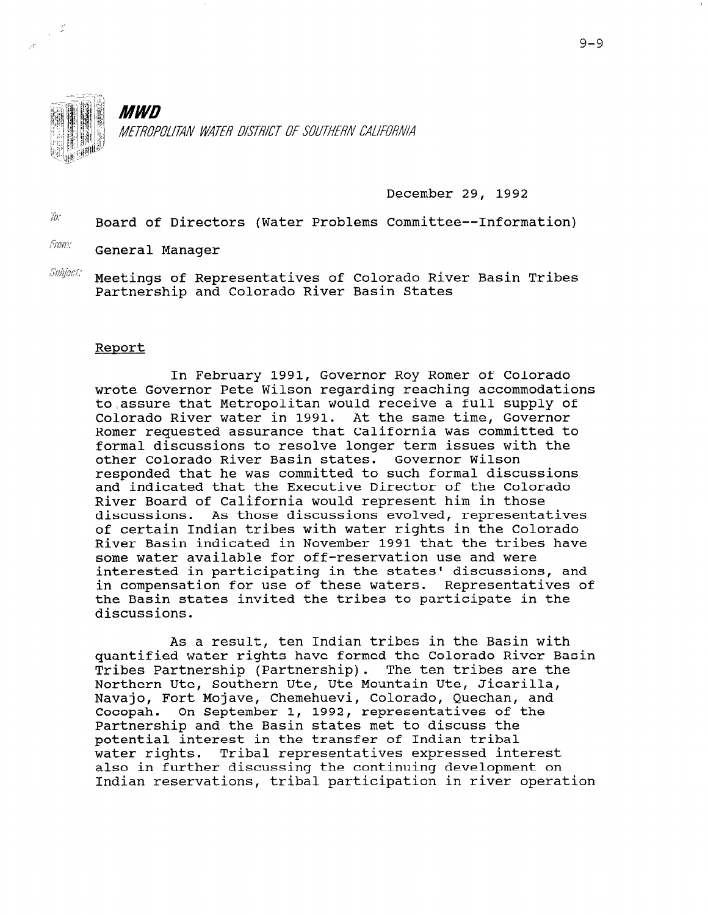**MWD**

*METROPOLITAN WATER DISTRICT OF SOUTHERN CALIFORNIA*

December 29, 1992

To: Board of Directors (Water Problems Committee--Information)

From: General Manager

Subject: Meetings of Representatives of Colorado River Basin Tribes Partnership and Colorado River Basin States

## Report

In February 1991, Governor Roy Romer of Colorado wrote Governor Pete Wilson regarding reaching accommodations to assure that Metropolitan would receive a full supply of Colorado River water in 1991. At the same time, Governor Romer requested assurance that California was committed to formal discussions to resolve longer term issues with the other Colorado River Basin states. Governor Wilson responded that he was committed to such formal discussions and indicated that the Executive Director of the Colorado River Board of California would represent him in those discussions. As those discussions evolved, representatives of certain Indian tribes with water rights in the Colorado River Basin indicated in November 1991 that the tribes have some water available for off-reservation use and were interested in participating in the states' discussions, and in compensation for use of these waters. Representatives of the Basin states invited the tribes to participate in the discussions.

As a result, ten Indian tribes in the Basin with quantified water rights have formed the Colorado River Basin Tribes Partnership (Partnership). The ten tribes are the Northern Ute, Southern Ute, Ute Mountain Ute, Jicarilla, Navajo, Fort Mojave, Chemehuevi, Colorado, Quechan, and Cocopah. On September 1, 1992, representatives of the Partnership and the Basin states met to discuss the potential interest in the transfer of Indian tribal water rights. Tribal representatives expressed interest also in further discussing the continuing development on Indian reservations, tribal participation in river operation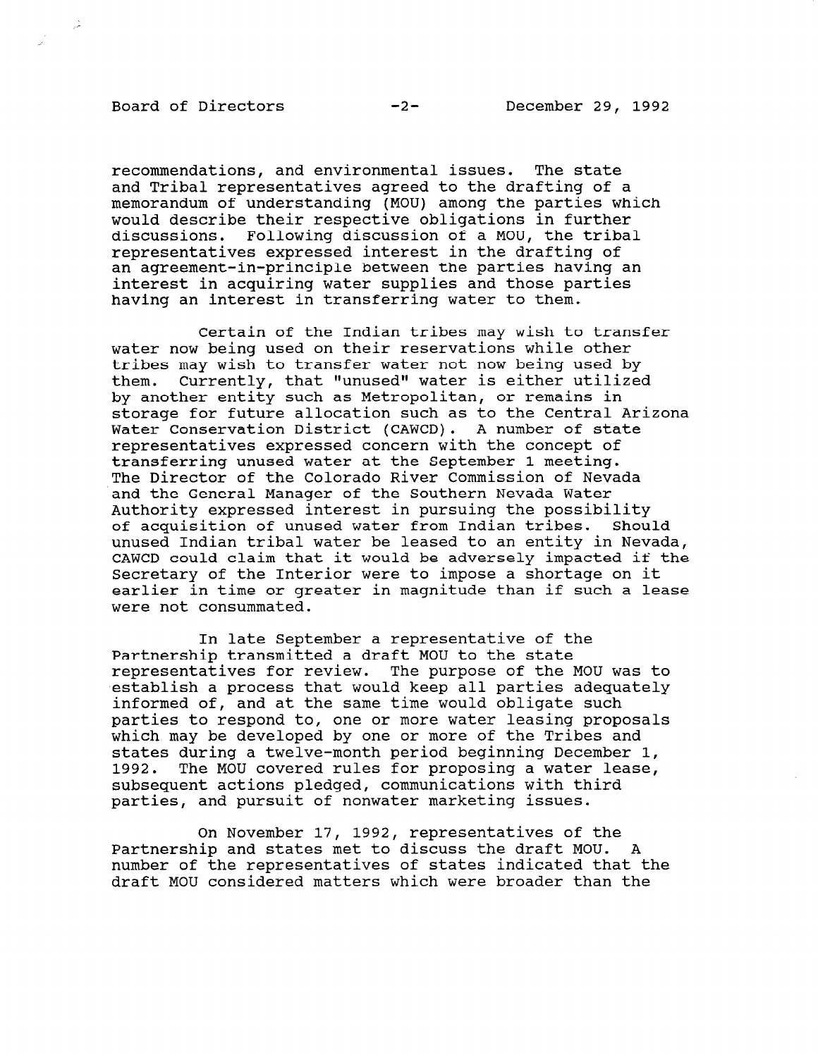recommendations, and environmental issues. The state and Tribal representatives agreed to the drafting of a memorandum of understanding (MOU) among the parties which would describe their respective obligations in further discussions. Following discussion of a MOU, the tribal representatives expressed interest in the drafting of an agreement-in-principle between the parties having an interest in acquiring water supplies and those parties having an interest in transferring water to them.

Certain of the Indian tribes may wish to transfer water now being used on their reservations while other tribes may wish to transfer water not now being used by them. Currently, that "unused" water is either utilized by another entity such as Metropolitan, or remains in storage for future allocation such as to the Central Arizona Water Conservation District (CAWCD). A number of state representatives expressed concern with the concept of transferring unused water at the September 1 meeting. The Director of the Colorado River Commission of Nevada and the General Manager of the Southern Nevada Water Authority expressed interest in pursuing the possibility of acquisition of unused water from Indian tribes. Should unused Indian tribal water be leased to an entity in Nevada, CAWCD could claim that it would be adversely impacted if the Secretary of the Interior were to impose a shortage on it earlier in time or greater in magnitude than if such a lease were not consummated.

In late September a representative of the Partnership transmitted a draft MOU to the state representatives for review. The purpose of the MOU was to establish a process that would keep all parties adequately informed of, and at the same time would obligate such parties to respond to, one or more water leasing proposals which may be developed by one or more of the Tribes and states during a twelve-month period beginning December 1, 1992. The MOU covered rules for proposing a water lease, subsequent actions pledged, communications with third parties, and pursuit of nonwater marketing issues.

On November 17, 1992, representatives of the Partnership and states met to discuss the draft MOU. A number of the representatives of states indicated that the draft MOU considered matters which were broader than the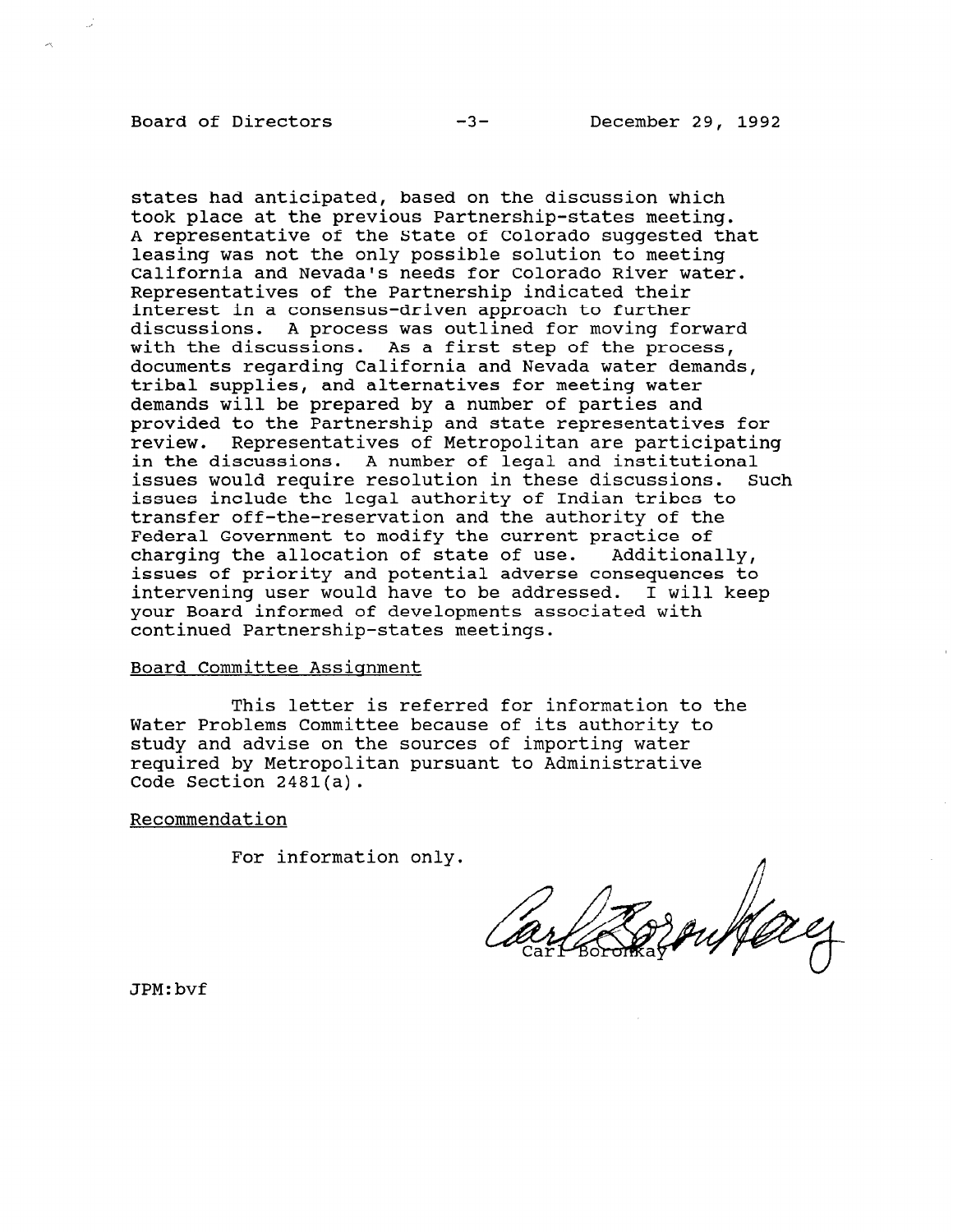states had anticipated, based on the discussion which took place at the previous Partnership-states meeting. A representative of the State of Colorado suggested that leasing was not the only possible solution to meeting California and Nevada's needs for Colorado River water. Representatives of the Partnership indicated their interest in a consensus-driven approach to further discussions. A process was outlined for moving forward with the discussions. As a first step of the process, documents regarding California and Nevada water demands, tribal supplies, and alternatives for meeting water demands will be prepared by a number of parties and provided to the Partnership and state representatives for review. Representatives of Metropolitan are participating in the discussions. A number of legal and institutional issues would require resolution in these discussions. Such issues include the legal authority of Indian tribes to transfer off-the-reservation and the authority of the Federal Government to modify the current practice of charging the allocation of state of use. Additionally, issues of priority and potential adverse consequences to intervening user would have to be addressed. I will keep your Board informed of developments associated with continued Partnership-states meetings.

Board Committee Assignment

This letter is referred for information to the Water Problems Committee because of its authority to study and advise on the sources of importing water required by Metropolitan pursuant to Administrative Code Section 2481(a).

Recommendation

For information only.

Carl Boronkay

JPM:bvf